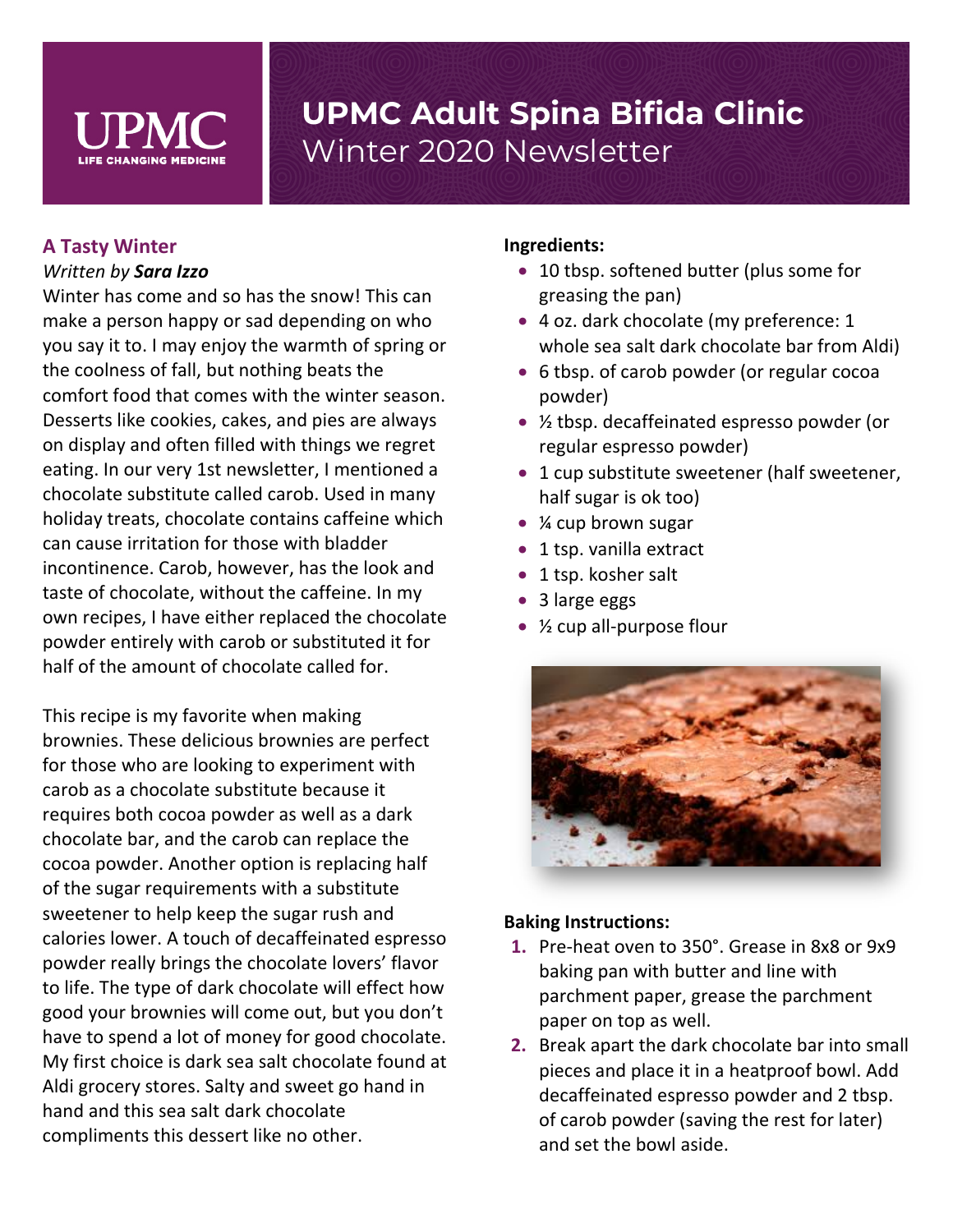# UPMC Adult Spina Bifida Clinic

Winter 2020 Newsletter

## A Tasty Winter

*Written by* ***Sara Izzo***

Winter has come and so has the snow! This can make a person happy or sad depending on who you say it to. I may enjoy the warmth of spring or the coolness of fall, but nothing beats the comfort food that comes with the winter season. Desserts like cookies, cakes, and pies are always on display and often filled with things we regret eating. In our very 1st newsletter, I mentioned a chocolate substitute called carob. Used in many holiday treats, chocolate contains caffeine which can cause irritation for those with bladder incontinence. Carob, however, has the look and taste of chocolate, without the caffeine. In my own recipes, I have either replaced the chocolate powder entirely with carob or substituted it for half of the amount of chocolate called for.

This recipe is my favorite when making brownies. These delicious brownies are perfect for those who are looking to experiment with carob as a chocolate substitute because it requires both cocoa powder as well as a dark chocolate bar, and the carob can replace the cocoa powder. Another option is replacing half of the sugar requirements with a substitute sweetener to help keep the sugar rush and calories lower. A touch of decaffeinated espresso powder really brings the chocolate lovers' flavor to life. The type of dark chocolate will effect how good your brownies will come out, but you don't have to spend a lot of money for good chocolate. My first choice is dark sea salt chocolate found at Aldi grocery stores. Salty and sweet go hand in hand and this sea salt dark chocolate compliments this dessert like no other.

**Ingredients:**

- 10 tbsp. softened butter (plus some for greasing the pan)
- 4 oz. dark chocolate (my preference: 1 whole sea salt dark chocolate bar from Aldi)
- 6 tbsp. of carob powder (or regular cocoa powder)
- ½ tbsp. decaffeinated espresso powder (or regular espresso powder)
- 1 cup substitute sweetener (half sweetener, half sugar is ok too)
- ¼ cup brown sugar
- 1 tsp. vanilla extract
- 1 tsp. kosher salt
- 3 large eggs
- ½ cup all-purpose flour

**Baking Instructions:**

1. Pre-heat oven to 350°. Grease in 8x8 or 9x9 baking pan with butter and line with parchment paper, grease the parchment paper on top as well.
2. Break apart the dark chocolate bar into small pieces and place it in a heatproof bowl. Add decaffeinated espresso powder and 2 tbsp. of carob powder (saving the rest for later) and set the bowl aside.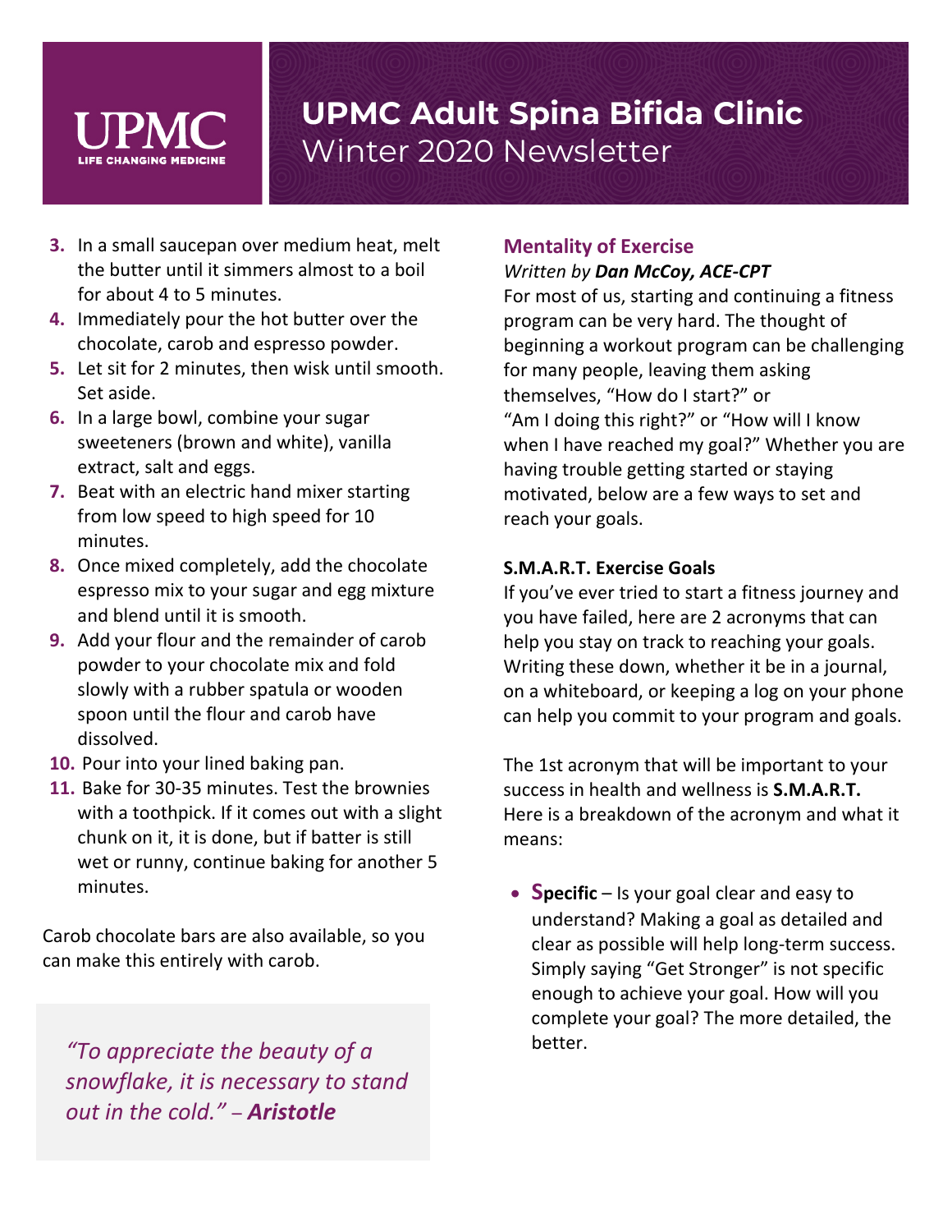3. In a small saucepan over medium heat, melt the butter until it simmers almost to a boil for about 4 to 5 minutes.
4. Immediately pour the hot butter over the chocolate, carob and espresso powder.
5. Let sit for 2 minutes, then wisk until smooth. Set aside.
6. In a large bowl, combine your sugar sweeteners (brown and white), vanilla extract, salt and eggs.
7. Beat with an electric hand mixer starting from low speed to high speed for 10 minutes.
8. Once mixed completely, add the chocolate espresso mix to your sugar and egg mixture and blend until it is smooth.
9. Add your flour and the remainder of carob powder to your chocolate mix and fold slowly with a rubber spatula or wooden spoon until the flour and carob have dissolved.
10. Pour into your lined baking pan.
11. Bake for 30-35 minutes. Test the brownies with a toothpick. If it comes out with a slight chunk on it, it is done, but if batter is still wet or runny, continue baking for another 5 minutes.

Carob chocolate bars are also available, so you can make this entirely with carob.

> *"To appreciate the beauty of a snowflake, it is necessary to stand out in the cold." – **Aristotle***

## Mentality of Exercise

*Written by **Dan McCoy, ACE-CPT***

For most of us, starting and continuing a fitness program can be very hard. The thought of beginning a workout program can be challenging for many people, leaving them asking themselves, "How do I start?" or "Am I doing this right?" or "How will I know when I have reached my goal?" Whether you are having trouble getting started or staying motivated, below are a few ways to set and reach your goals.

**S.M.A.R.T. Exercise Goals**

If you've ever tried to start a fitness journey and you have failed, here are 2 acronyms that can help you stay on track to reaching your goals. Writing these down, whether it be in a journal, on a whiteboard, or keeping a log on your phone can help you commit to your program and goals.

The 1st acronym that will be important to your success in health and wellness is **S.M.A.R.T.** Here is a breakdown of the acronym and what it means:

- **Specific** – Is your goal clear and easy to understand? Making a goal as detailed and clear as possible will help long-term success. Simply saying "Get Stronger" is not specific enough to achieve your goal. How will you complete your goal? The more detailed, the better.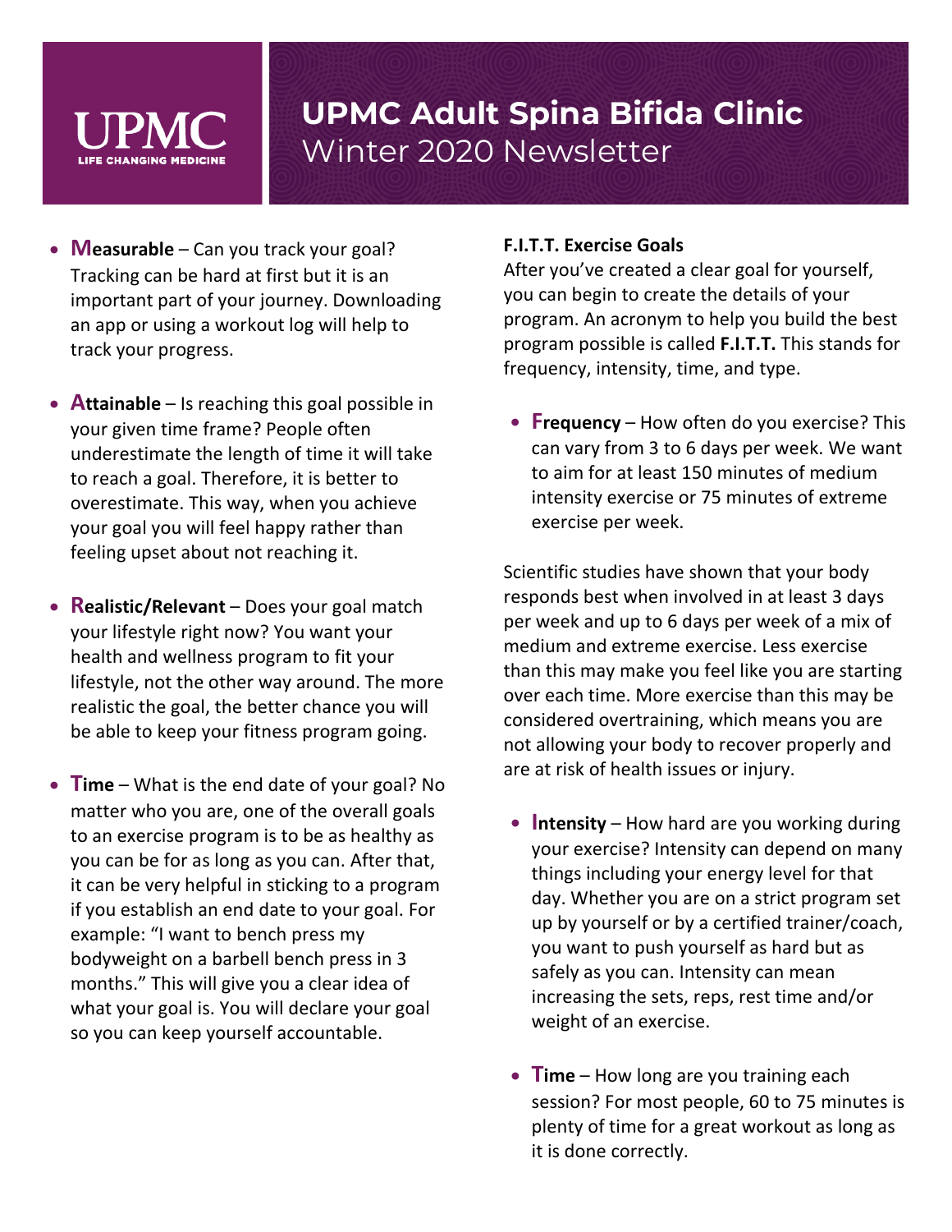- **Measurable** – Can you track your goal? Tracking can be hard at first but it is an important part of your journey. Downloading an app or using a workout log will help to track your progress.

- **Attainable** – Is reaching this goal possible in your given time frame? People often underestimate the length of time it will take to reach a goal. Therefore, it is better to overestimate. This way, when you achieve your goal you will feel happy rather than feeling upset about not reaching it.

- **Realistic/Relevant** – Does your goal match your lifestyle right now? You want your health and wellness program to fit your lifestyle, not the other way around. The more realistic the goal, the better chance you will be able to keep your fitness program going.

- **Time** – What is the end date of your goal? No matter who you are, one of the overall goals to an exercise program is to be as healthy as you can be for as long as you can. After that, it can be very helpful in sticking to a program if you establish an end date to your goal. For example: "I want to bench press my bodyweight on a barbell bench press in 3 months." This will give you a clear idea of what your goal is. You will declare your goal so you can keep yourself accountable.

**F.I.T.T. Exercise Goals**

After you've created a clear goal for yourself, you can begin to create the details of your program. An acronym to help you build the best program possible is called **F.I.T.T.** This stands for frequency, intensity, time, and type.

- **Frequency** – How often do you exercise? This can vary from 3 to 6 days per week. We want to aim for at least 150 minutes of medium intensity exercise or 75 minutes of extreme exercise per week.

Scientific studies have shown that your body responds best when involved in at least 3 days per week and up to 6 days per week of a mix of medium and extreme exercise. Less exercise than this may make you feel like you are starting over each time. More exercise than this may be considered overtraining, which means you are not allowing your body to recover properly and are at risk of health issues or injury.

- **Intensity** – How hard are you working during your exercise? Intensity can depend on many things including your energy level for that day. Whether you are on a strict program set up by yourself or by a certified trainer/coach, you want to push yourself as hard but as safely as you can. Intensity can mean increasing the sets, reps, rest time and/or weight of an exercise.

- **Time** – How long are you training each session? For most people, 60 to 75 minutes is plenty of time for a great workout as long as it is done correctly.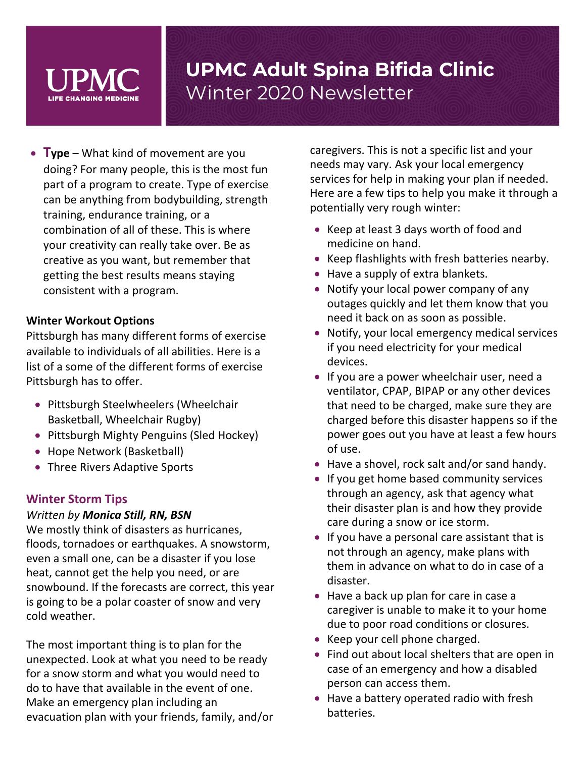- **Type** – What kind of movement are you doing? For many people, this is the most fun part of a program to create. Type of exercise can be anything from bodybuilding, strength training, endurance training, or a combination of all of these. This is where your creativity can really take over. Be as creative as you want, but remember that getting the best results means staying consistent with a program.

**Winter Workout Options**

Pittsburgh has many different forms of exercise available to individuals of all abilities. Here is a list of a some of the different forms of exercise Pittsburgh has to offer.

- Pittsburgh Steelwheelers (Wheelchair Basketball, Wheelchair Rugby)
- Pittsburgh Mighty Penguins (Sled Hockey)
- Hope Network (Basketball)
- Three Rivers Adaptive Sports

## Winter Storm Tips

*Written by **Monica Still, RN, BSN***

We mostly think of disasters as hurricanes, floods, tornadoes or earthquakes. A snowstorm, even a small one, can be a disaster if you lose heat, cannot get the help you need, or are snowbound. If the forecasts are correct, this year is going to be a polar coaster of snow and very cold weather.

The most important thing is to plan for the unexpected. Look at what you need to be ready for a snow storm and what you would need to do to have that available in the event of one. Make an emergency plan including an evacuation plan with your friends, family, and/or caregivers. This is not a specific list and your needs may vary. Ask your local emergency services for help in making your plan if needed. Here are a few tips to help you make it through a potentially very rough winter:

- Keep at least 3 days worth of food and medicine on hand.
- Keep flashlights with fresh batteries nearby.
- Have a supply of extra blankets.
- Notify your local power company of any outages quickly and let them know that you need it back on as soon as possible.
- Notify, your local emergency medical services if you need electricity for your medical devices.
- If you are a power wheelchair user, need a ventilator, CPAP, BIPAP or any other devices that need to be charged, make sure they are charged before this disaster happens so if the power goes out you have at least a few hours of use.
- Have a shovel, rock salt and/or sand handy.
- If you get home based community services through an agency, ask that agency what their disaster plan is and how they provide care during a snow or ice storm.
- If you have a personal care assistant that is not through an agency, make plans with them in advance on what to do in case of a disaster.
- Have a back up plan for care in case a caregiver is unable to make it to your home due to poor road conditions or closures.
- Keep your cell phone charged.
- Find out about local shelters that are open in case of an emergency and how a disabled person can access them.
- Have a battery operated radio with fresh batteries.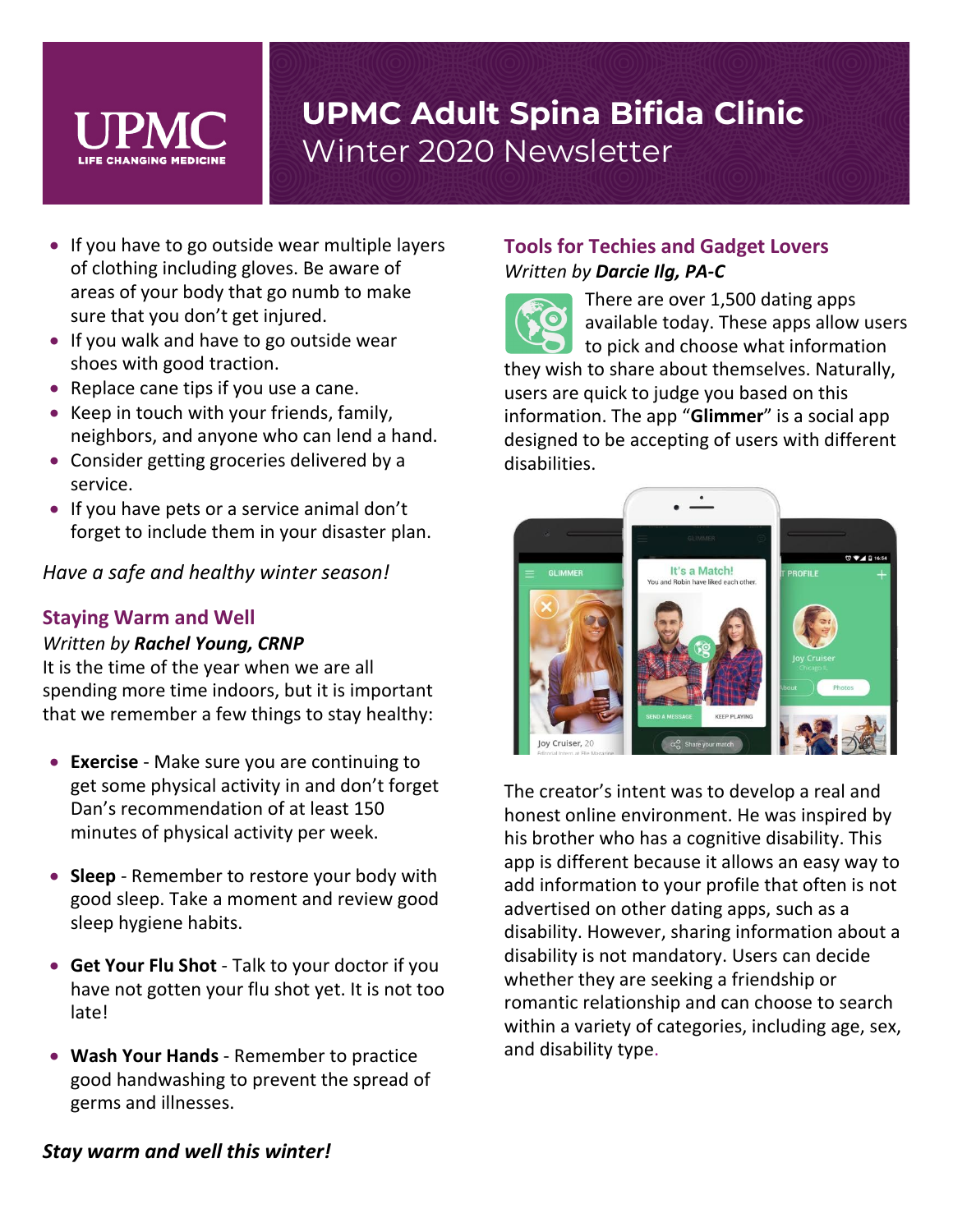# UPMC Adult Spina Bifida Clinic
Winter 2020 Newsletter

- If you have to go outside wear multiple layers of clothing including gloves. Be aware of areas of your body that go numb to make sure that you don't get injured.
- If you walk and have to go outside wear shoes with good traction.
- Replace cane tips if you use a cane.
- Keep in touch with your friends, family, neighbors, and anyone who can lend a hand.
- Consider getting groceries delivered by a service.
- If you have pets or a service animal don't forget to include them in your disaster plan.

*Have a safe and healthy winter season!*

## Staying Warm and Well

*Written by* ***Rachel Young, CRNP***

It is the time of the year when we are all spending more time indoors, but it is important that we remember a few things to stay healthy:

- **Exercise** - Make sure you are continuing to get some physical activity in and don't forget Dan's recommendation of at least 150 minutes of physical activity per week.

- **Sleep** - Remember to restore your body with good sleep. Take a moment and review good sleep hygiene habits.

- **Get Your Flu Shot** - Talk to your doctor if you have not gotten your flu shot yet. It is not too late!

- **Wash Your Hands** - Remember to practice good handwashing to prevent the spread of germs and illnesses.

***Stay warm and well this winter!***

## Tools for Techies and Gadget Lovers

*Written by* ***Darcie Ilg, PA-C***

There are over 1,500 dating apps available today. These apps allow users to pick and choose what information they wish to share about themselves. Naturally, users are quick to judge you based on this information. The app "**Glimmer**" is a social app designed to be accepting of users with different disabilities.

The creator's intent was to develop a real and honest online environment. He was inspired by his brother who has a cognitive disability. This app is different because it allows an easy way to add information to your profile that often is not advertised on other dating apps, such as a disability. However, sharing information about a disability is not mandatory. Users can decide whether they are seeking a friendship or romantic relationship and can choose to search within a variety of categories, including age, sex, and disability type.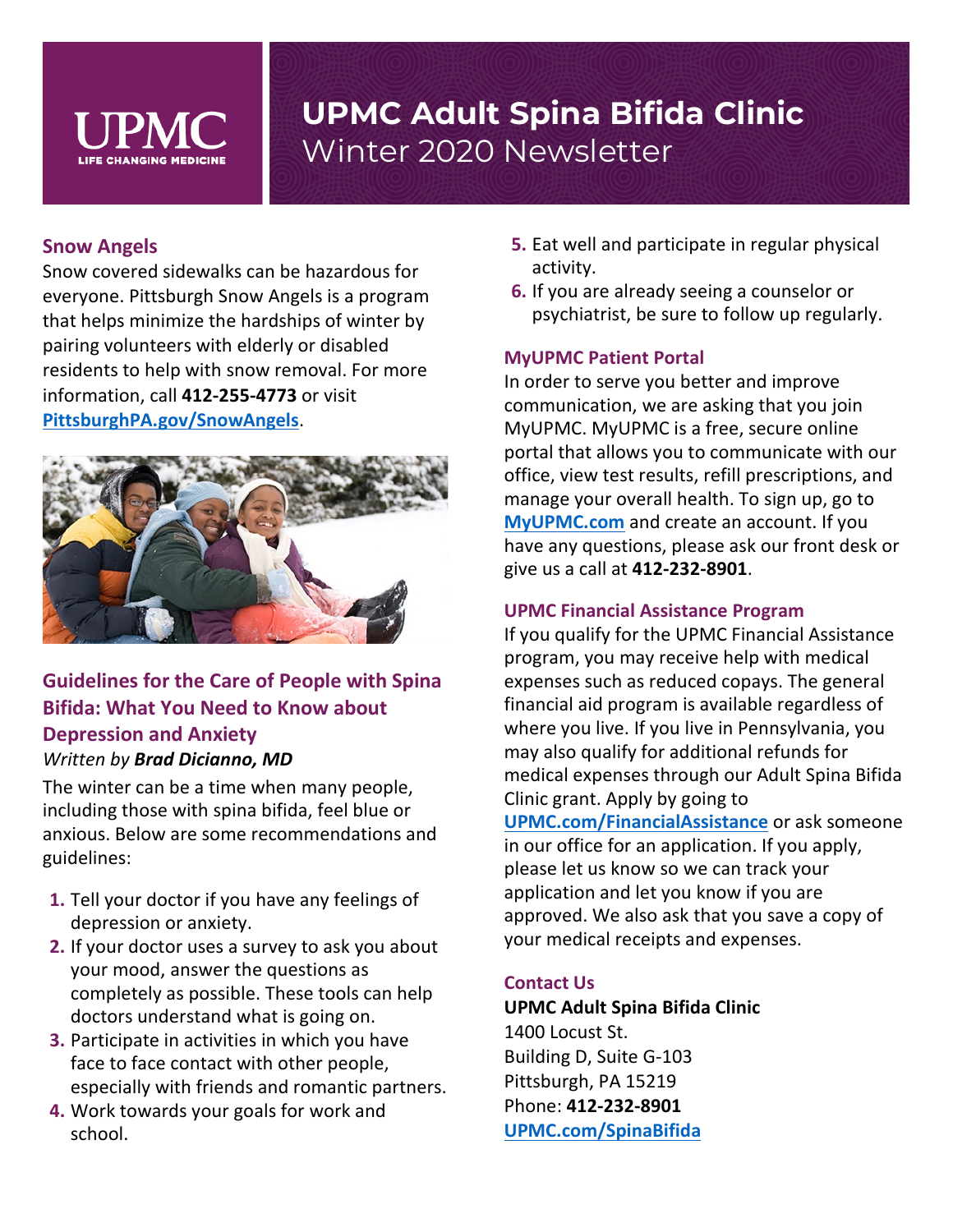UPMC LIFE CHANGING MEDICINE

# UPMC Adult Spina Bifida Clinic

Winter 2020 Newsletter

## Snow Angels

Snow covered sidewalks can be hazardous for everyone. Pittsburgh Snow Angels is a program that helps minimize the hardships of winter by pairing volunteers with elderly or disabled residents to help with snow removal. For more information, call **412-255-4773** or visit **PittsburghPA.gov/SnowAngels**.

## Guidelines for the Care of People with Spina Bifida: What You Need to Know about Depression and Anxiety

*Written by **Brad Dicianno, MD***

The winter can be a time when many people, including those with spina bifida, feel blue or anxious. Below are some recommendations and guidelines:

1. Tell your doctor if you have any feelings of depression or anxiety.
2. If your doctor uses a survey to ask you about your mood, answer the questions as completely as possible. These tools can help doctors understand what is going on.
3. Participate in activities in which you have face to face contact with other people, especially with friends and romantic partners.
4. Work towards your goals for work and school.
5. Eat well and participate in regular physical activity.
6. If you are already seeing a counselor or psychiatrist, be sure to follow up regularly.

## MyUPMC Patient Portal

In order to serve you better and improve communication, we are asking that you join MyUPMC. MyUPMC is a free, secure online portal that allows you to communicate with our office, view test results, refill prescriptions, and manage your overall health. To sign up, go to **MyUPMC.com** and create an account. If you have any questions, please ask our front desk or give us a call at **412-232-8901**.

## UPMC Financial Assistance Program

If you qualify for the UPMC Financial Assistance program, you may receive help with medical expenses such as reduced copays. The general financial aid program is available regardless of where you live. If you live in Pennsylvania, you may also qualify for additional refunds for medical expenses through our Adult Spina Bifida Clinic grant. Apply by going to **UPMC.com/FinancialAssistance** or ask someone in our office for an application. If you apply, please let us know so we can track your application and let you know if you are approved. We also ask that you save a copy of your medical receipts and expenses.

## Contact Us

**UPMC Adult Spina Bifida Clinic**
1400 Locust St.
Building D, Suite G-103
Pittsburgh, PA 15219
Phone: **412-232-8901**
**UPMC.com/SpinaBifida**